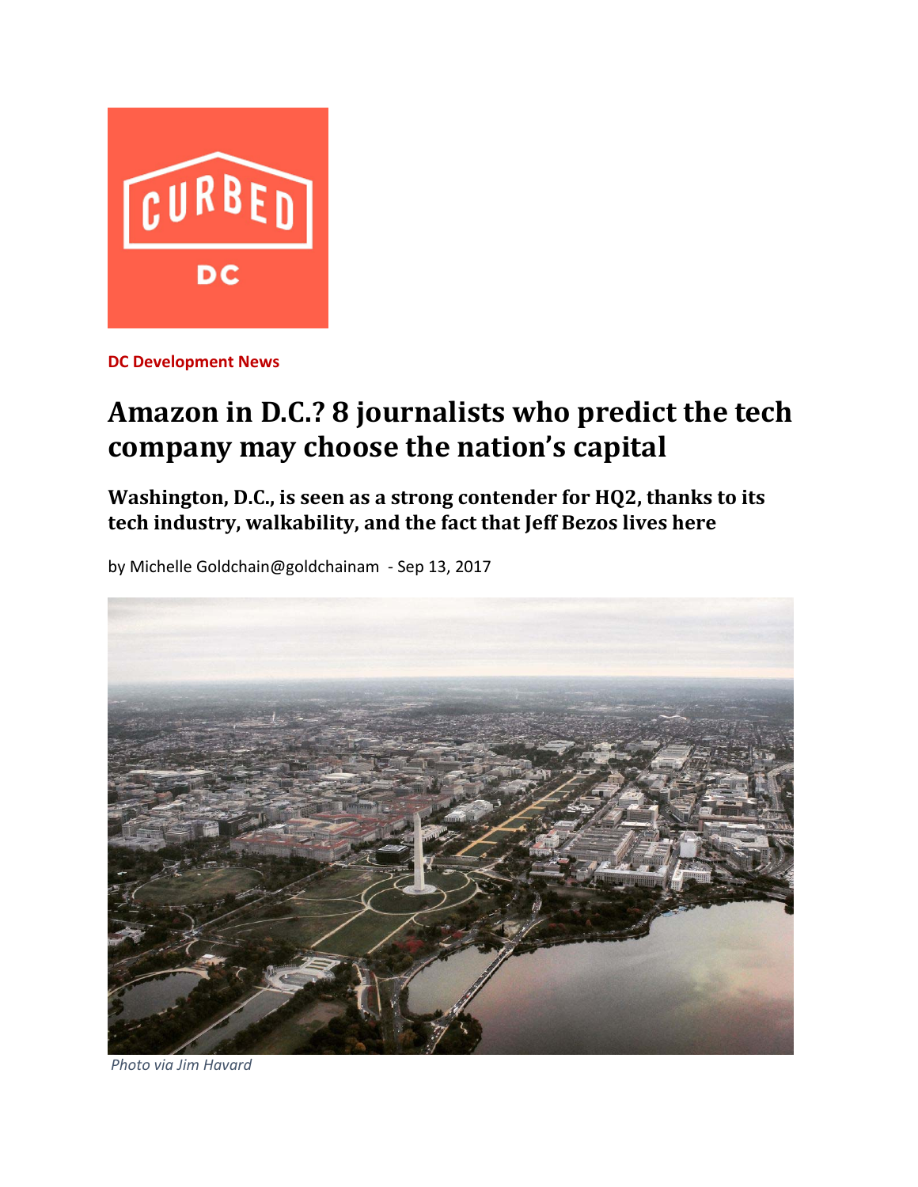DC Development News

# Amazon in D.C.? 8 journalists who predict the tech company may choose the nation's capital

## Washington, D.C., is seen as a strong contender for HQ2, thanks to its tech industry, walkability, and the fact that Jeff Bezos lives here

by Michelle Goldchain@goldchainam - Sep 13, 2017

*Photo via Jim Havard*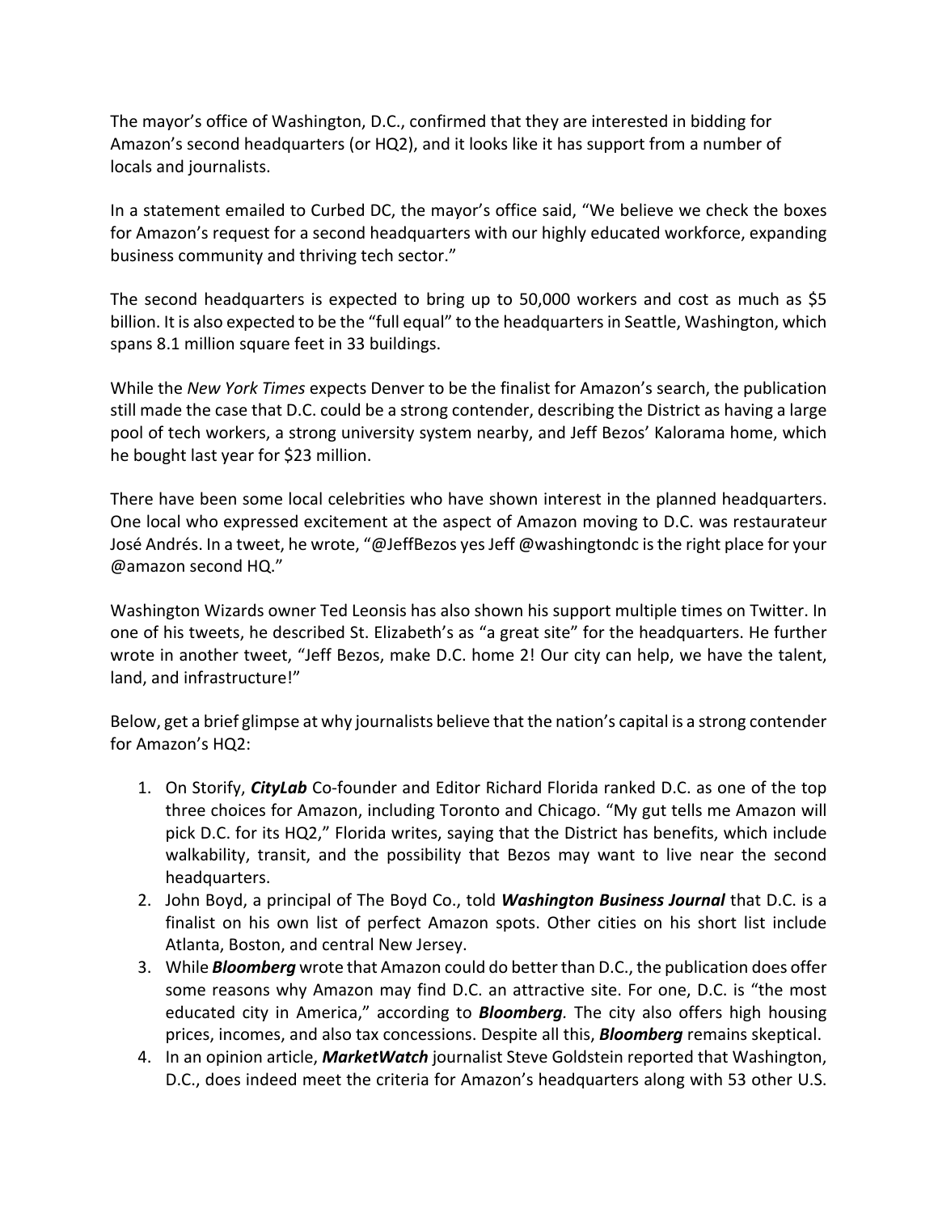The mayor's office of Washington, D.C., confirmed that they are interested in bidding for Amazon's second headquarters (or HQ2), and it looks like it has support from a number of locals and journalists.

In a statement emailed to Curbed DC, the mayor's office said, "We believe we check the boxes for Amazon's request for a second headquarters with our highly educated workforce, expanding business community and thriving tech sector."

The second headquarters is expected to bring up to 50,000 workers and cost as much as $5 billion. It is also expected to be the "full equal" to the headquarters in Seattle, Washington, which spans 8.1 million square feet in 33 buildings.

While the *New York Times* expects Denver to be the finalist for Amazon's search, the publication still made the case that D.C. could be a strong contender, describing the District as having a large pool of tech workers, a strong university system nearby, and Jeff Bezos' Kalorama home, which he bought last year for $23 million.

There have been some local celebrities who have shown interest in the planned headquarters. One local who expressed excitement at the aspect of Amazon moving to D.C. was restaurateur José Andrés. In a tweet, he wrote, "@JeffBezos yes Jeff @washingtondc is the right place for your @amazon second HQ."

Washington Wizards owner Ted Leonsis has also shown his support multiple times on Twitter. In one of his tweets, he described St. Elizabeth's as "a great site" for the headquarters. He further wrote in another tweet, "Jeff Bezos, make D.C. home 2! Our city can help, we have the talent, land, and infrastructure!"

Below, get a brief glimpse at why journalists believe that the nation's capital is a strong contender for Amazon's HQ2:

1. On Storify, ***CityLab*** Co-founder and Editor Richard Florida ranked D.C. as one of the top three choices for Amazon, including Toronto and Chicago. "My gut tells me Amazon will pick D.C. for its HQ2," Florida writes, saying that the District has benefits, which include walkability, transit, and the possibility that Bezos may want to live near the second headquarters.
2. John Boyd, a principal of The Boyd Co., told ***Washington Business Journal*** that D.C. is a finalist on his own list of perfect Amazon spots. Other cities on his short list include Atlanta, Boston, and central New Jersey.
3. While ***Bloomberg*** wrote that Amazon could do better than D.C., the publication does offer some reasons why Amazon may find D.C. an attractive site. For one, D.C. is "the most educated city in America," according to ***Bloomberg***. The city also offers high housing prices, incomes, and also tax concessions. Despite all this, ***Bloomberg*** remains skeptical.
4. In an opinion article, ***MarketWatch*** journalist Steve Goldstein reported that Washington, D.C., does indeed meet the criteria for Amazon's headquarters along with 53 other U.S.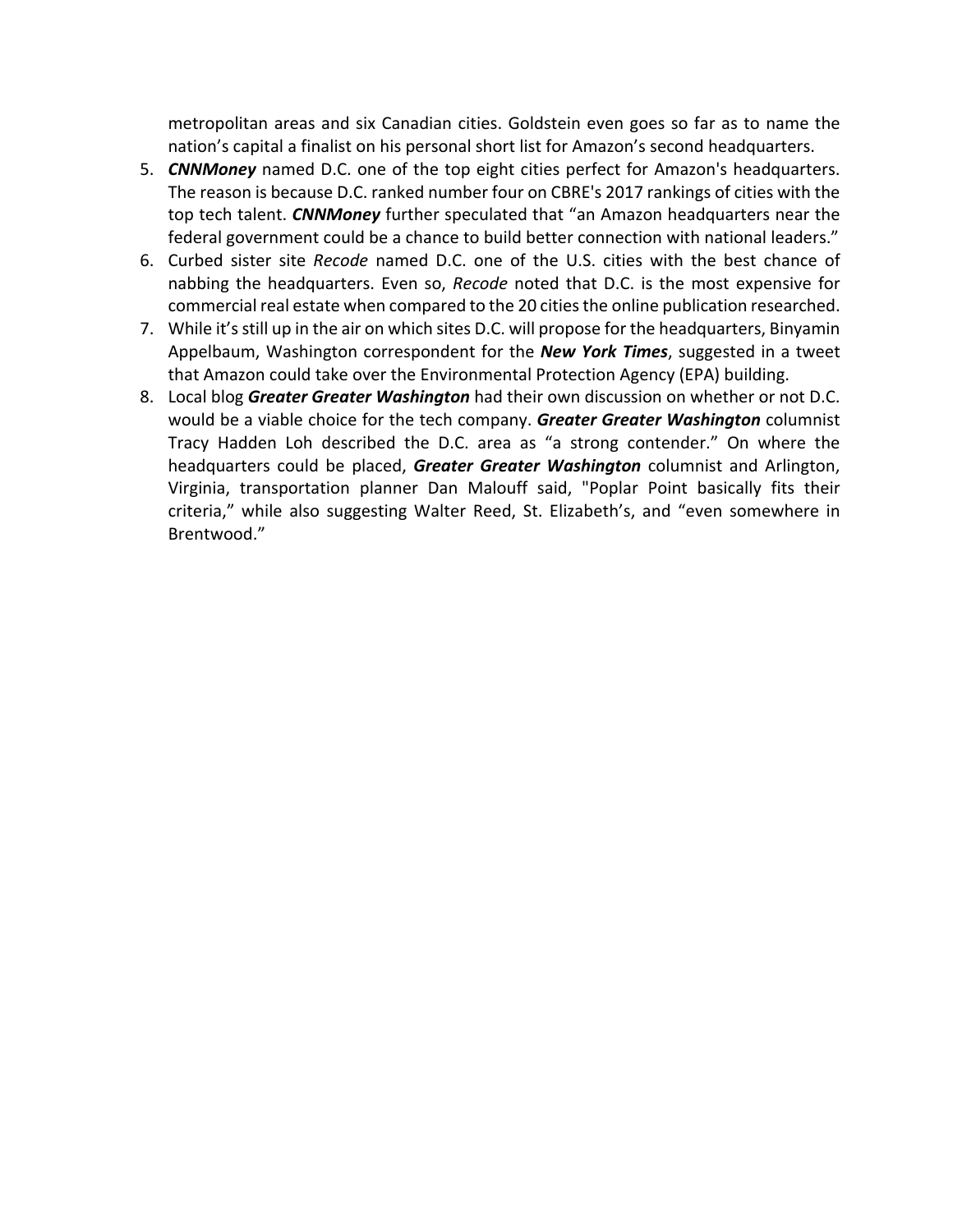metropolitan areas and six Canadian cities. Goldstein even goes so far as to name the nation's capital a finalist on his personal short list for Amazon's second headquarters.

5. ***CNNMoney*** named D.C. one of the top eight cities perfect for Amazon's headquarters. The reason is because D.C. ranked number four on CBRE's 2017 rankings of cities with the top tech talent. ***CNNMoney*** further speculated that "an Amazon headquarters near the federal government could be a chance to build better connection with national leaders."
6. Curbed sister site *Recode* named D.C. one of the U.S. cities with the best chance of nabbing the headquarters. Even so, *Recode* noted that D.C. is the most expensive for commercial real estate when compared to the 20 cities the online publication researched.
7. While it's still up in the air on which sites D.C. will propose for the headquarters, Binyamin Appelbaum, Washington correspondent for the ***New York Times***, suggested in a tweet that Amazon could take over the Environmental Protection Agency (EPA) building.
8. Local blog ***Greater Greater Washington*** had their own discussion on whether or not D.C. would be a viable choice for the tech company. ***Greater Greater Washington*** columnist Tracy Hadden Loh described the D.C. area as "a strong contender." On where the headquarters could be placed, ***Greater Greater Washington*** columnist and Arlington, Virginia, transportation planner Dan Malouff said, "Poplar Point basically fits their criteria," while also suggesting Walter Reed, St. Elizabeth's, and "even somewhere in Brentwood."